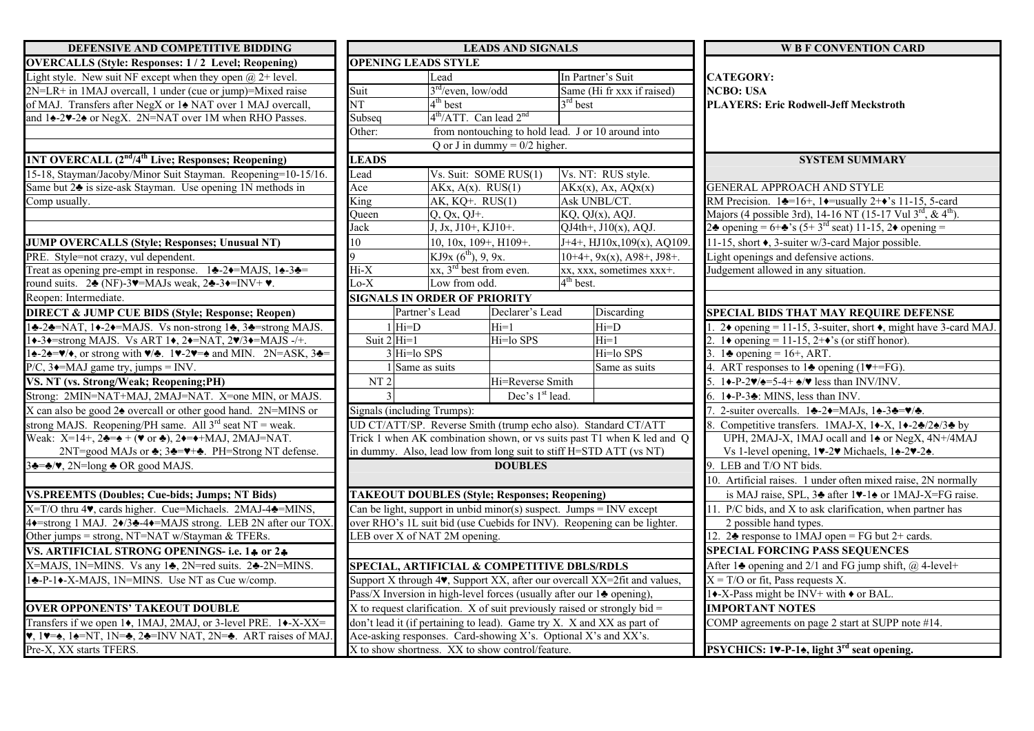# DEFENSIVE AND COMPETITIVE BIDDING

## OVERCALLS (Style: Responses: 1 / 2 Level; Reopening)

Light style. New suit NF except when they open @ 2+ level.
2N=LR+ in 1MAJ overcall, 1 under (cue or jump)=Mixed raise of MAJ. Transfers after NegX or 1♠ NAT over 1 MAJ overcall, and 1♠-2♥-2♠ or NegX. 2N=NAT over 1M when RHO Passes.

## 1NT OVERCALL (2nd/4th Live; Responses; Reopening)

15-18, Stayman/Jacoby/Minor Suit Stayman. Reopening=10-15/16.
Same but 2♣ is size-ask Stayman. Use opening 1N methods in Comp usually.

## JUMP OVERCALLS (Style; Responses; Unusual NT)

PRE. Style=not crazy, vul dependent.
Treat as opening pre-empt in response. 1♣-2♦=MAJS, 1♠-3♣= round suits. 2♣ (NF)-3♥=MAJs weak, 2♣-3♦=INV+ ♥.
Reopen: Intermediate.

## DIRECT & JUMP CUE BIDS (Style; Response; Reopen)

1♣-2♣=NAT, 1♦-2♦=MAJS. Vs non-strong 1♣, 3♣=strong MAJS.
1♦-3♦=strong MAJS. Vs ART 1♦, 2♦=NAT, 2♥/3♦=MAJS -/+.
1♠-2♠=♥/♦, or strong with ♥/♣. 1♥-2♥=♠ and MIN. 2N=ASK, 3♣= P/C, 3♦=MAJ game try, jumps = INV.

## VS. NT (vs. Strong/Weak; Reopening;PH)

Strong: 2MIN=NAT+MAJ, 2MAJ=NAT. X=one MIN, or MAJS.
X can also be good 2♠ overcall or other good hand. 2N=MINS or strong MAJS. Reopening/PH same. All 3rd seat NT = weak.
Weak: X=14+, 2♣=♠ + (♥ or ♣), 2♦=♦+MAJ, 2MAJ=NAT.
2NT=good MAJs or ♣; 3♣=♥+♣. PH=Strong NT defense.
3♣=♣/♥, 2N=long ♣ OR good MAJS.

## VS.PREEMTS (Doubles; Cue-bids; Jumps; NT Bids)

X=T/O thru 4♥, cards higher. Cue=Michaels. 2MAJ-4♣=MINS, 4♦=strong 1 MAJ. 2♦/3♣-4♦=MAJS strong. LEB 2N after our TOX.
Other jumps = strong, NT=NAT w/Stayman & TFERs.

## VS. ARTIFICIAL STRONG OPENINGS- i.e. 1♣ or 2♣

X=MAJS, 1N=MINS. Vs any 1♣, 2N=red suits. 2♣-2N=MINS.
1♣-P-1♦-X-MAJS, 1N=MINS. Use NT as Cue w/comp.

## OVER OPPONENTS' TAKEOUT DOUBLE

Transfers if we open 1♦, 1MAJ, 2MAJ, or 3-level PRE. 1♦-X-XX= ♥, 1♥=♠, 1♠=NT, 1N=♣, 2♣=INV NAT, 2N=♣. ART raises of MAJ.
Pre-X, XX starts TFERS.

# LEADS AND SIGNALS

## OPENING LEADS STYLE

| | Lead | In Partner's Suit |
|---|---|---|
| Suit | 3rd/even, low/odd | Same (Hi fr xxx if raised) |
| NT | 4th best | 3rd best |
| Subseq | 4th/ATT. Can lead 2nd | |
| Other: | from nontouching to hold lead. J or 10 around into Q or J in dummy = 0/2 higher. | |

## LEADS

| Lead | Vs. Suit: SOME RUS(1) | Vs. NT: RUS style. |
|---|---|---|
| Ace | AKx, A(x). RUS(1) | AKx(x), Ax, AQx(x) |
| King | AK, KQ+. RUS(1) | Ask UNBL/CT. |
| Queen | Q, Qx, QJ+. | KQ, QJ(x), AQJ. |
| Jack | J, Jx, J10+, KJ10+. | QJ4th+, J10(x), AQJ. |
| 10 | 10, 10x, 109+, H109+. | J+4+, HJ10x,109(x), AQ109. |
| 9 | KJ9x (6th), 9, 9x. | 10+4+, 9x(x), A98+, J98+. |
| Hi-X | xx, 3rd best from even. | xx, xxx, sometimes xxx+. |
| Lo-X | Low from odd. | 4th best. |

## SIGNALS IN ORDER OF PRIORITY

| | | Partner's Lead | Declarer's Lead | Discarding |
|---|---|---|---|---|
| | 1 | Hi=D | Hi=1 | Hi=D |
| Suit | 2 | Hi=1 | Hi=lo SPS | Hi=1 |
| | 3 | Hi=lo SPS | | Hi=lo SPS |
| | 1 | Same as suits | | Same as suits |
| NT | 2 | | Hi=Reverse Smith | |
| | 3 | | Dec's 1st lead. | |

Signals (including Trumps):
UD CT/ATT/SP. Reverse Smith (trump echo also). Standard CT/ATT Trick 1 when AK combination shown, or vs suits past T1 when K led and Q in dummy. Also, lead low from long suit to stiff H=STD ATT (vs NT)

## DOUBLES

### TAKEOUT DOUBLES (Style; Responses; Reopening)

Can be light, support in unbid minor(s) suspect. Jumps = INV except over RHO's 1L suit bid (use Cuebids for INV). Reopening can be lighter.
LEB over X of NAT 2M opening.

### SPECIAL, ARTIFICIAL & COMPETITIVE DBLS/RDLS

Support X through 4♥, Support XX, after our overcall XX=2fit and values, Pass/X Inversion in high-level forces (usually after our 1♣ opening), X to request clarification. X of suit previously raised or strongly bid = don't lead it (if pertaining to lead). Game try X. X and XX as part of Ace-asking responses. Card-showing X's. Optional X's and XX's.
X to show shortness. XX to show control/feature.

# W B F CONVENTION CARD

**CATEGORY:**
**NCBO: USA**
**PLAYERS: Eric Rodwell-Jeff Meckstroth**

## SYSTEM SUMMARY

### GENERAL APPROACH AND STYLE

RM Precision. 1♣=16+, 1♦=usually 2+♦'s 11-15, 5-card Majors (4 possible 3rd), 14-16 NT (15-17 Vul 3rd, & 4th).
2♣ opening = 6+♣'s (5+ 3rd seat) 11-15, 2♦ opening = 11-15, short ♦, 3-suiter w/3-card Major possible.
Light openings and defensive actions.
Judgement allowed in any situation.

### SPECIAL BIDS THAT MAY REQUIRE DEFENSE

1. 2♦ opening = 11-15, 3-suiter, short ♦, might have 3-card MAJ.
2. 1♦ opening = 11-15, 2+♦'s (or stiff honor).
3. 1♣ opening = 16+, ART.
4. ART responses to 1♣ opening (1♥+=FG).
5. 1♦-P-2♥/♠=5-4+ ♠/♥ less than INV/INV.
6. 1♦-P-3♣: MINS, less than INV.
7. 2-suiter overcalls. 1♣-2♦=MAJs, 1♠-3♣=♥/♣.
8. Competitive transfers. 1MAJ-X, 1♦-X, 1♦-2♣/2♠/3♣ by UPH, 2MAJ-X, 1MAJ ocall and 1♠ or NegX, 4N+/4MAJ Vs 1-level opening, 1♥-2♥ Michaels, 1♠-2♥-2♠.
9. LEB and T/O NT bids.
10. Artificial raises. 1 under often mixed raise, 2N normally is MAJ raise, SPL, 3♣ after 1♥-1♠ or 1MAJ-X=FG raise.
11. P/C bids, and X to ask clarification, when partner has 2 possible hand types.
12. 2♣ response to 1MAJ open = FG but 2+ cards.

### SPECIAL FORCING PASS SEQUENCES

After 1♣ opening and 2/1 and FG jump shift, @ 4-level+
X = T/O or fit, Pass requests X.
1♦-X-Pass might be INV+ with ♦ or BAL.

### IMPORTANT NOTES

COMP agreements on page 2 start at SUPP note #14.

### PSYCHICS: 1♥-P-1♠, light 3rd seat opening.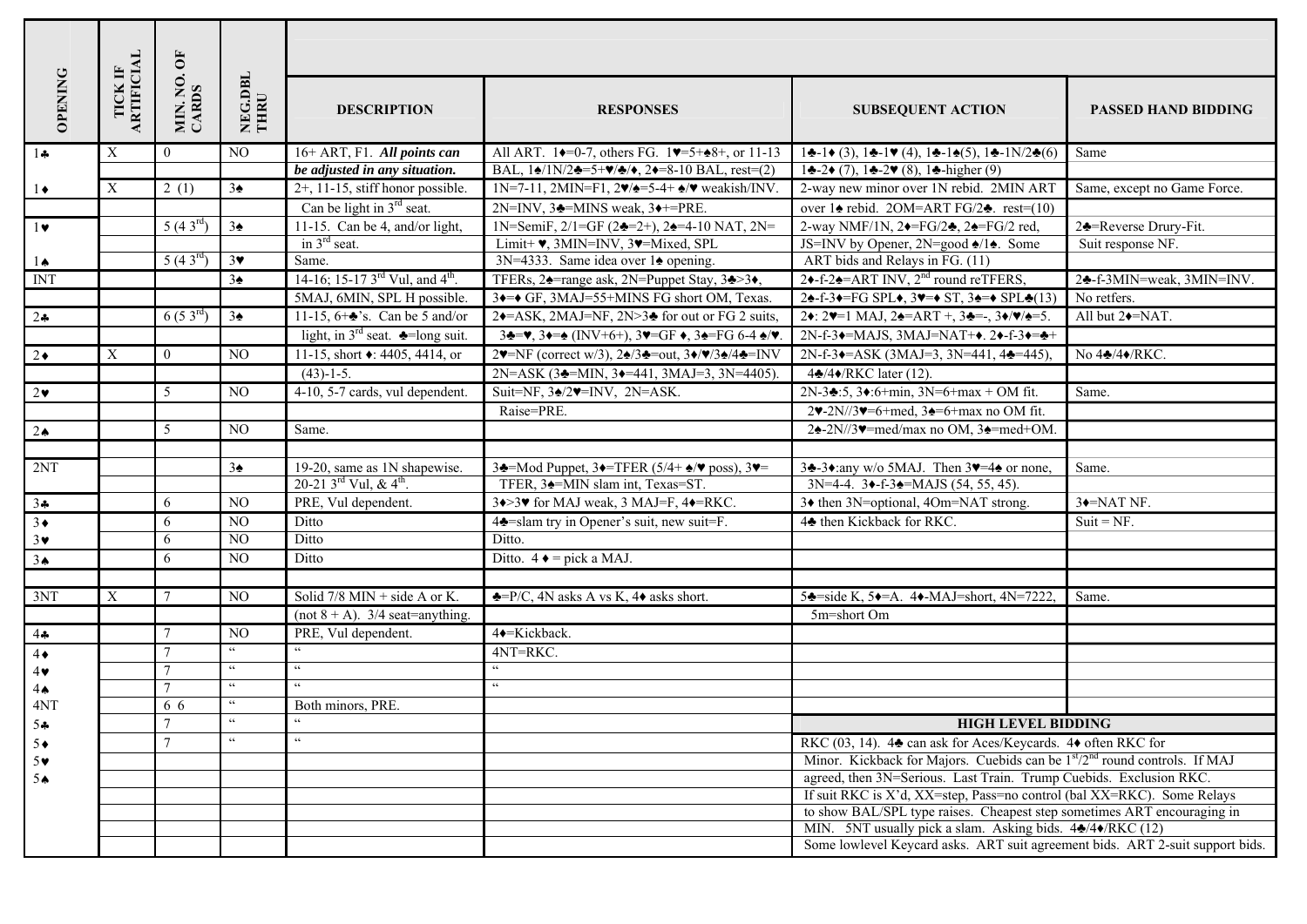| OPENING | TICK IF ARTIFICIAL | MIN. NO. OF CARDS | NEG.DBL THRU | DESCRIPTION | RESPONSES | SUBSEQUENT ACTION | PASSED HAND BIDDING |
|---|---|---|---|---|---|---|---|
| 1♣ | X | 0 | NO | 16+ ART, F1. ***All points can*** | All ART. 1♦=0-7, others FG. 1♥=5+♠8+, or 11-13 | 1♣-1♦ (3), 1♣-1♥ (4), 1♣-1♠(5), 1♣-1N/2♣(6) | Same |
| | | | | ***be adjusted in any situation.*** | BAL, 1♠/1N/2♣=5+♥/♣/♦, 2♦=8-10 BAL, rest=(2) | 1♣-2♦ (7), 1♣-2♥ (8), 1♣-higher (9) | |
| 1♦ | X | 2 (1) | 3♠ | 2+, 11-15, stiff honor possible. | 1N=7-11, 2MIN=F1, 2♥/♠=5-4+ ♠/♥ weakish/INV. | 2-way new minor over 1N rebid. 2MIN ART | Same, except no Game Force. |
| | | | | Can be light in 3rd seat. | 2N=INV, 3♣=MINS weak, 3♦+=PRE. | over 1♠ rebid. 2OM=ART FG/2♣. rest=(10) | |
| 1♥ | | 5 (4 3rd) | 3♠ | 11-15. Can be 4, and/or light, | 1N=SemiF, 2/1=GF (2♣=2+), 2♠=4-10 NAT, 2N= | 2-way NMF/1N, 2♦=FG/2♣, 2♠=FG/2 red, | 2♣=Reverse Drury-Fit. |
| | | | | in 3rd seat. | Limit+ ♥, 3MIN=INV, 3♥=Mixed, SPL | JS=INV by Opener, 2N=good ♠/1♠. Some | Suit response NF. |
| 1♠ | | 5 (4 3rd) | 3♥ | Same. | 3N=4333. Same idea over 1♠ opening. | ART bids and Relays in FG. (11) | |
| INT | | | 3♠ | 14-16; 15-17 3rd Vul, and 4th. | TFERs, 2♠=range ask, 2N=Puppet Stay, 3♣>3♦, | 2♦-f-2♠=ART INV, 2nd round reTFERS, | 2♣-f-3MIN=weak, 3MIN=INV. |
| | | | | 5MAJ, 6MIN, SPL H possible. | 3♦=♦ GF, 3MAJ=55+MINS FG short OM, Texas. | 2♠-f-3♦=FG SPL♦, 3♥=♦ ST, 3♠=♦ SPL♣(13) | No retfers. |
| 2♣ | | 6 (5 3rd) | 3♠ | 11-15, 6+♣'s. Can be 5 and/or | 2♦=ASK, 2MAJ=NF, 2N>3♣ for out or FG 2 suits, | 2♦: 2♥=1 MAJ, 2♠=ART +, 3♣=-, 3♦/♥/♠=5. | All but 2♦=NAT. |
| | | | | light, in 3rd seat. ♣=long suit. | 3♣=♥, 3♦=♠ (INV+6+), 3♥=GF ♦, 3♠=FG 6-4 ♠/♥. | 2N-f-3♦=MAJS, 3MAJ=NAT+♦. 2♦-f-3♦=♣+ | |
| 2♦ | X | 0 | NO | 11-15, short ♦: 4405, 4414, or | 2♥=NF (correct w/3), 2♠/3♣=out, 3♦/♥/3♠/4♣=INV | 2N-f-3♦=ASK (3MAJ=3, 3N=441, 4♣=445), | No 4♣/4♦/RKC. |
| | | | | (43)-1-5. | 2N=ASK (3♣=MIN, 3♦=441, 3MAJ=3, 3N=4405). | 4♣/4♦/RKC later (12). | |
| 2♥ | | 5 | NO | 4-10, 5-7 cards, vul dependent. | Suit=NF, 3♠/2♥=INV, 2N=ASK. | 2N-3♣:5, 3♦:6+min, 3N=6+max + OM fit. | Same. |
| | | | | | Raise=PRE. | 2♥-2N//3♥=6+med, 3♠=6+max no OM fit. | |
| 2♠ | | 5 | NO | Same. | | 2♠-2N//3♥=med/max no OM, 3♠=med+OM. | |
| | | | | | | | |
| 2NT | | | 3♠ | 19-20, same as 1N shapewise. | 3♣=Mod Puppet, 3♦=TFER (5/4+ ♠/♥ poss), 3♥= | 3♣-3♦:any w/o 5MAJ. Then 3♥=4♠ or none, | Same. |
| | | | | 20-21 3rd Vul, & 4th. | TFER, 3♠=MIN slam int, Texas=ST. | 3N=4-4. 3♦-f-3♠=MAJS (54, 55, 45). | |
| 3♣ | | 6 | NO | PRE, Vul dependent. | 3♦>3♥ for MAJ weak, 3 MAJ=F, 4♦=RKC. | 3♦ then 3N=optional, 4Om=NAT strong. | 3♦=NAT NF. |
| 3♦ | | 6 | NO | Ditto | 4♣=slam try in Opener's suit, new suit=F. | 4♣ then Kickback for RKC. | Suit = NF. |
| 3♥ | | 6 | NO | Ditto | Ditto. | | |
| 3♠ | | 6 | NO | Ditto | Ditto. 4 ♦ = pick a MAJ. | | |
| | | | | | | | |
| 3NT | X | 7 | NO | Solid 7/8 MIN + side A or K. | ♣=P/C, 4N asks A vs K, 4♦ asks short. | 5♣=side K, 5♦=A. 4♦-MAJ=short, 4N=7222, | Same. |
| | | | | (not 8 + A). 3/4 seat=anything. | | 5m=short Om | |
| 4♣ | | 7 | NO | PRE, Vul dependent. | 4♦=Kickback. | | |
| 4♦ | | 7 | " | " | 4NT=RKC. | | |
| 4♥ | | 7 | " | " | " | | |
| 4♠ | | 7 | " | " | " | | |
| 4NT | | 6 6 | " | Both minors, PRE. | | | |
| 5♣ | | 7 | " | " | | **HIGH LEVEL BIDDING** | |
| 5♦ | | 7 | " | " | | RKC (03, 14). 4♣ can ask for Aces/Keycards. 4♦ often RKC for | |
| 5♥ | | | | | | Minor. Kickback for Majors. Cuebids can be 1st/2nd round controls. If MAJ | |
| 5♠ | | | | | | agreed, then 3N=Serious. Last Train. Trump Cuebids. Exclusion RKC. | |
| | | | | | | If suit RKC is X'd, XX=step, Pass=no control (bal XX=RKC). Some Relays | |
| | | | | | | to show BAL/SPL type raises. Cheapest step sometimes ART encouraging in | |
| | | | | | | MIN. 5NT usually pick a slam. Asking bids. 4♣/4♦/RKC (12) | |
| | | | | | | Some lowlevel Keycard asks. ART suit agreement bids. ART 2-suit support bids. | |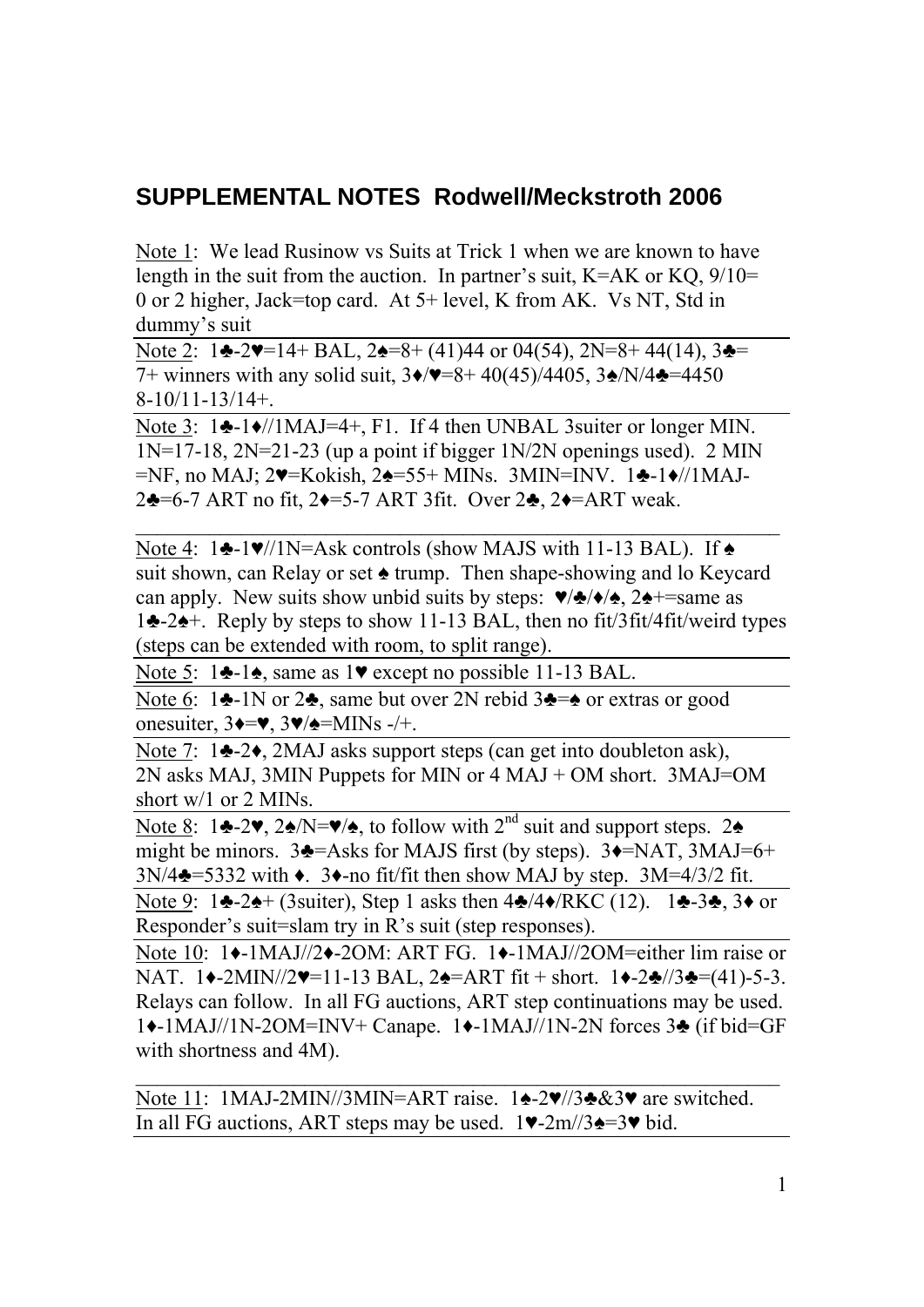## SUPPLEMENTAL NOTES Rodwell/Meckstroth 2006

Note 1: We lead Rusinow vs Suits at Trick 1 when we are known to have length in the suit from the auction. In partner's suit, K=AK or KQ, 9/10= 0 or 2 higher, Jack=top card. At 5+ level, K from AK. Vs NT, Std in dummy's suit

---

Note 2: 1♣-2♥=14+ BAL, 2♠=8+ (41)44 or 04(54), 2N=8+ 44(14), 3♣= 7+ winners with any solid suit, 3♦/♥=8+ 40(45)/4405, 3♠/N/4♣=4450 8-10/11-13/14+.

---

Note 3: 1♣-1♦//1MAJ=4+, F1. If 4 then UNBAL 3suiter or longer MIN. 1N=17-18, 2N=21-23 (up a point if bigger 1N/2N openings used). 2 MIN =NF, no MAJ; 2♥=Kokish, 2♠=55+ MINs. 3MIN=INV. 1♣-1♦//1MAJ-2♣=6-7 ART no fit, 2♦=5-7 ART 3fit. Over 2♣, 2♦=ART weak.

---

Note 4: 1♣-1♥//1N=Ask controls (show MAJS with 11-13 BAL). If ♠ suit shown, can Relay or set ♠ trump. Then shape-showing and lo Keycard can apply. New suits show unbid suits by steps: ♥/♣/♦/♠, 2♠+=same as 1♣-2♠+. Reply by steps to show 11-13 BAL, then no fit/3fit/4fit/weird types (steps can be extended with room, to split range).

---

Note 5: 1♣-1♠, same as 1♥ except no possible 11-13 BAL.

---

Note 6: 1♣-1N or 2♣, same but over 2N rebid 3♣=♠ or extras or good onesuiter, 3♦=♥, 3♥/♠=MINs -/+.

---

Note 7: 1♣-2♦, 2MAJ asks support steps (can get into doubleton ask), 2N asks MAJ, 3MIN Puppets for MIN or 4 MAJ + OM short. 3MAJ=OM short w/1 or 2 MINs.

---

Note 8: 1♣-2♥, 2♠/N=♥/♠, to follow with 2nd suit and support steps. 2♠ might be minors. 3♣=Asks for MAJS first (by steps). 3♦=NAT, 3MAJ=6+ 3N/4♣=5332 with ♦. 3♦-no fit/fit then show MAJ by step. 3M=4/3/2 fit.

---

Note 9: 1♣-2♠+ (3suiter), Step 1 asks then 4♣/4♦/RKC (12). 1♣-3♣, 3♦ or Responder's suit=slam try in R's suit (step responses).

---

Note 10: 1♦-1MAJ//2♦-2OM: ART FG. 1♦-1MAJ//2OM=either lim raise or NAT. 1♦-2MIN//2♥=11-13 BAL, 2♠=ART fit + short. 1♦-2♣//3♣=(41)-5-3. Relays can follow. In all FG auctions, ART step continuations may be used. 1♦-1MAJ//1N-2OM=INV+ Canape. 1♦-1MAJ//1N-2N forces 3♣ (if bid=GF with shortness and 4M).

---

Note 11: 1MAJ-2MIN//3MIN=ART raise. 1♠-2♥//3♣&3♥ are switched. In all FG auctions, ART steps may be used. 1♥-2m//3♠=3♥ bid.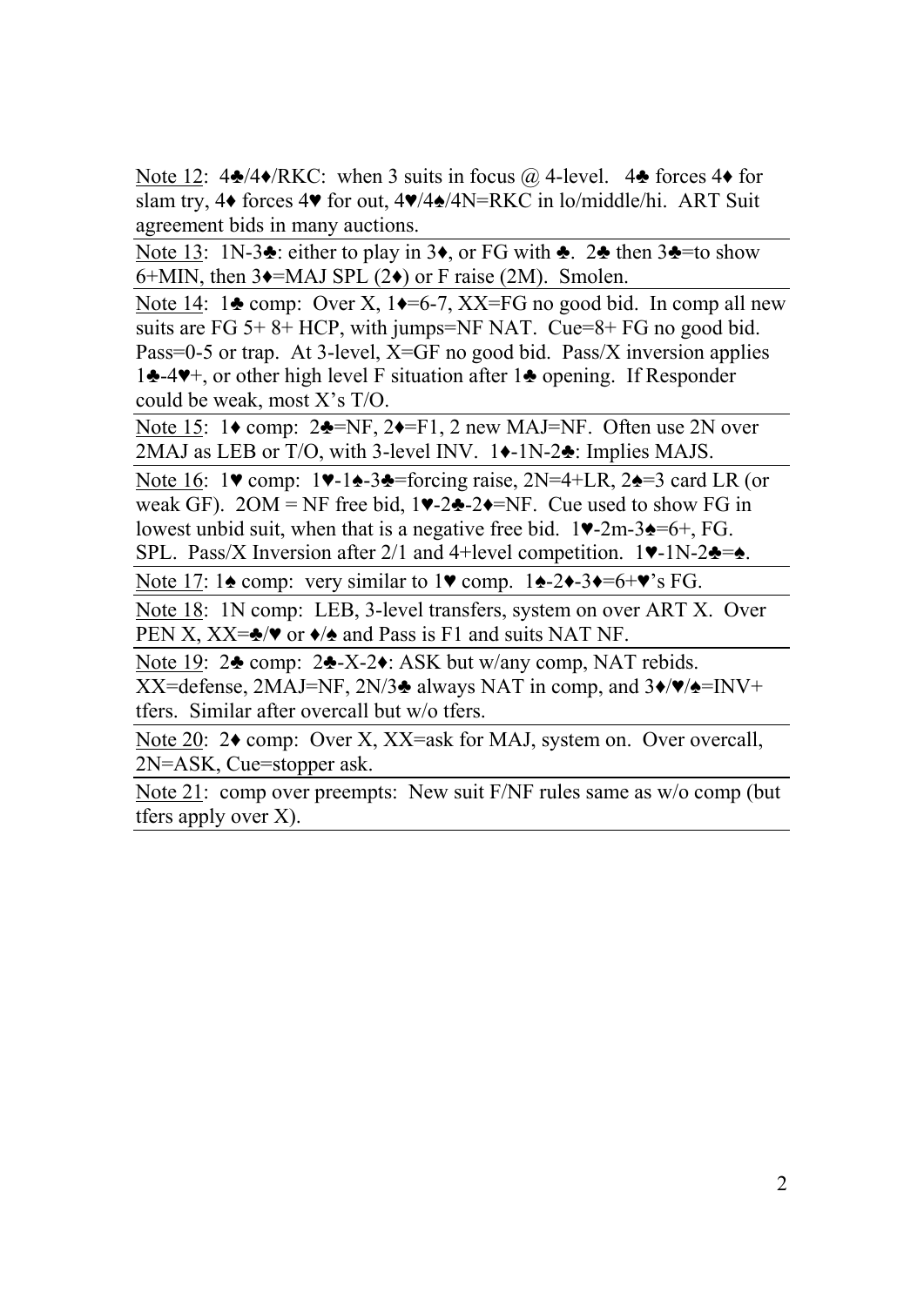Note 12: 4♣/4♦/RKC: when 3 suits in focus @ 4-level. 4♣ forces 4♦ for slam try, 4♦ forces 4♥ for out, 4♥/4♠/4N=RKC in lo/middle/hi. ART Suit agreement bids in many auctions.

Note 13: 1N-3♣: either to play in 3♦, or FG with ♣. 2♣ then 3♣=to show 6+MIN, then 3♦=MAJ SPL (2♦) or F raise (2M). Smolen.

Note 14: 1♣ comp: Over X, 1♦=6-7, XX=FG no good bid. In comp all new suits are FG 5+ 8+ HCP, with jumps=NF NAT. Cue=8+ FG no good bid. Pass=0-5 or trap. At 3-level, X=GF no good bid. Pass/X inversion applies 1♣-4♥+, or other high level F situation after 1♣ opening. If Responder could be weak, most X's T/O.

Note 15: 1♦ comp: 2♣=NF, 2♦=F1, 2 new MAJ=NF. Often use 2N over 2MAJ as LEB or T/O, with 3-level INV. 1♦-1N-2♣: Implies MAJS.

Note 16: 1♥ comp: 1♥-1♠-3♣=forcing raise, 2N=4+LR, 2♠=3 card LR (or weak GF). 2OM = NF free bid, 1♥-2♣-2♦=NF. Cue used to show FG in lowest unbid suit, when that is a negative free bid. 1♥-2m-3♠=6+, FG. SPL. Pass/X Inversion after 2/1 and 4+level competition. 1♥-1N-2♣=♠.

Note 17: 1♠ comp: very similar to 1♥ comp. 1♠-2♦-3♦=6+♥'s FG.

Note 18: 1N comp: LEB, 3-level transfers, system on over ART X. Over PEN X, XX=♣/♥ or ♦/♠ and Pass is F1 and suits NAT NF.

Note 19: 2♣ comp: 2♣-X-2♦: ASK but w/any comp, NAT rebids. XX=defense, 2MAJ=NF, 2N/3♣ always NAT in comp, and 3♦/♥/♠=INV+ tfers. Similar after overcall but w/o tfers.

Note 20: 2♦ comp: Over X, XX=ask for MAJ, system on. Over overcall, 2N=ASK, Cue=stopper ask.

Note 21: comp over preempts: New suit F/NF rules same as w/o comp (but tfers apply over X).